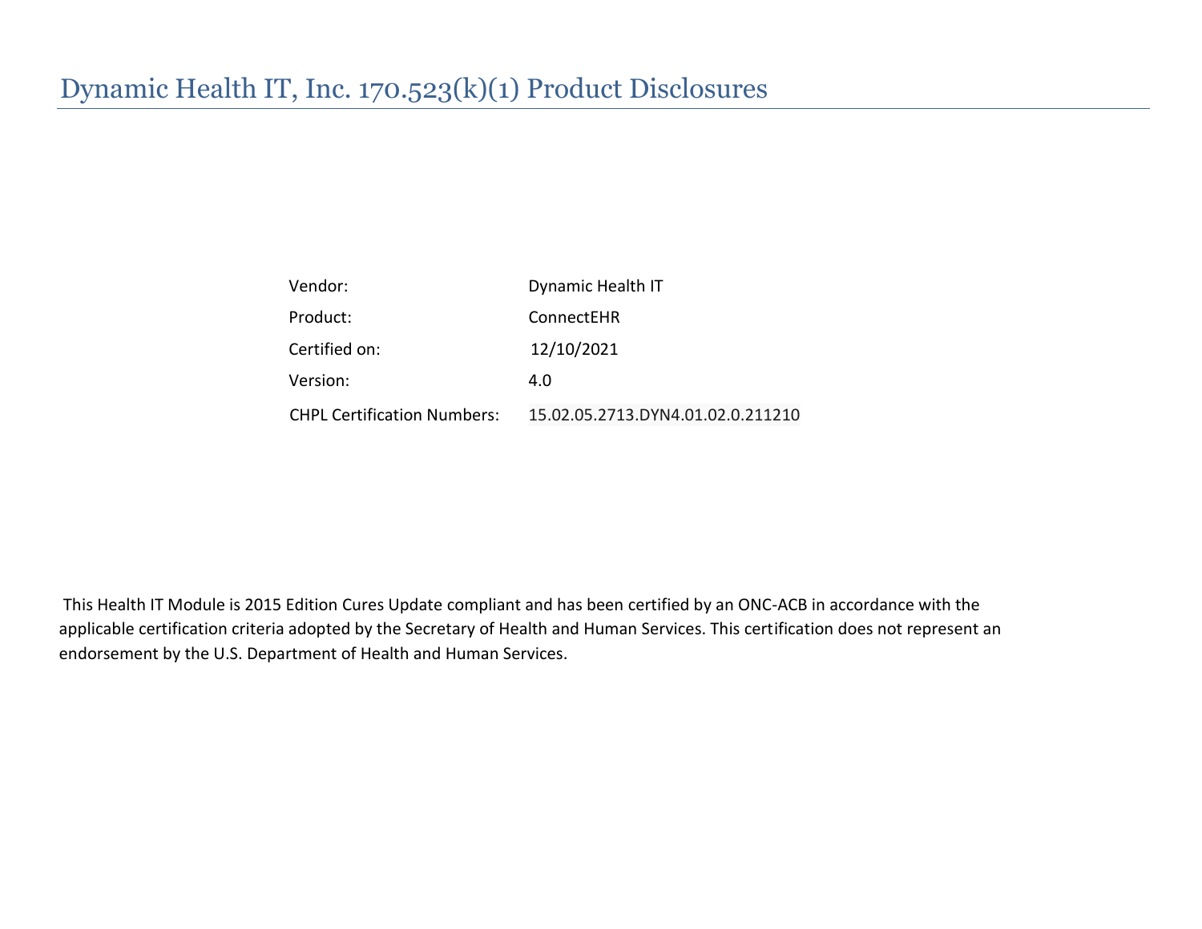# Dynamic Health IT, Inc. 170.523(k)(1) Product Disclosures

| | |
|---|---|
| Vendor: | Dynamic Health IT |
| Product: | ConnectEHR |
| Certified on: | 12/10/2021 |
| Version: | 4.0 |
| CHPL Certification Numbers: | 15.02.05.2713.DYN4.01.02.0.211210 |

This Health IT Module is 2015 Edition Cures Update compliant and has been certified by an ONC-ACB in accordance with the applicable certification criteria adopted by the Secretary of Health and Human Services. This certification does not represent an endorsement by the U.S. Department of Health and Human Services.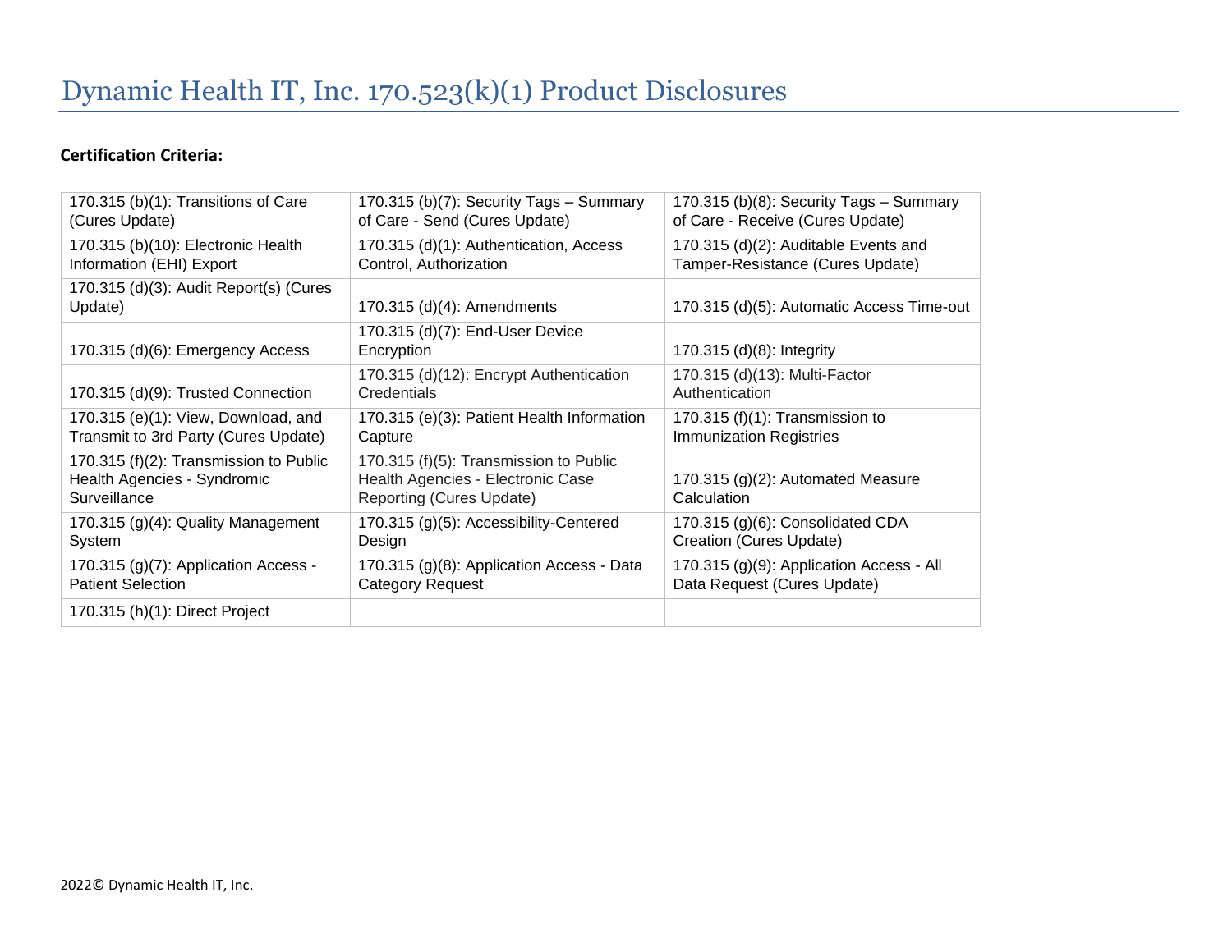# Dynamic Health IT, Inc. 170.523(k)(1) Product Disclosures

**Certification Criteria:**

| | | |
|---|---|---|
| 170.315 (b)(1): Transitions of Care (Cures Update) | 170.315 (b)(7): Security Tags – Summary of Care - Send (Cures Update) | 170.315 (b)(8): Security Tags – Summary of Care - Receive (Cures Update) |
| 170.315 (b)(10): Electronic Health Information (EHI) Export | 170.315 (d)(1): Authentication, Access Control, Authorization | 170.315 (d)(2): Auditable Events and Tamper-Resistance (Cures Update) |
| 170.315 (d)(3): Audit Report(s) (Cures Update) | 170.315 (d)(4): Amendments | 170.315 (d)(5): Automatic Access Time-out |
| 170.315 (d)(6): Emergency Access | 170.315 (d)(7): End-User Device Encryption | 170.315 (d)(8): Integrity |
| 170.315 (d)(9): Trusted Connection | 170.315 (d)(12): Encrypt Authentication Credentials | 170.315 (d)(13): Multi-Factor Authentication |
| 170.315 (e)(1): View, Download, and Transmit to 3rd Party (Cures Update) | 170.315 (e)(3): Patient Health Information Capture | 170.315 (f)(1): Transmission to Immunization Registries |
| 170.315 (f)(2): Transmission to Public Health Agencies - Syndromic Surveillance | 170.315 (f)(5): Transmission to Public Health Agencies - Electronic Case Reporting (Cures Update) | 170.315 (g)(2): Automated Measure Calculation |
| 170.315 (g)(4): Quality Management System | 170.315 (g)(5): Accessibility-Centered Design | 170.315 (g)(6): Consolidated CDA Creation (Cures Update) |
| 170.315 (g)(7): Application Access - Patient Selection | 170.315 (g)(8): Application Access - Data Category Request | 170.315 (g)(9): Application Access - All Data Request (Cures Update) |
| 170.315 (h)(1): Direct Project | | |

2022© Dynamic Health IT, Inc.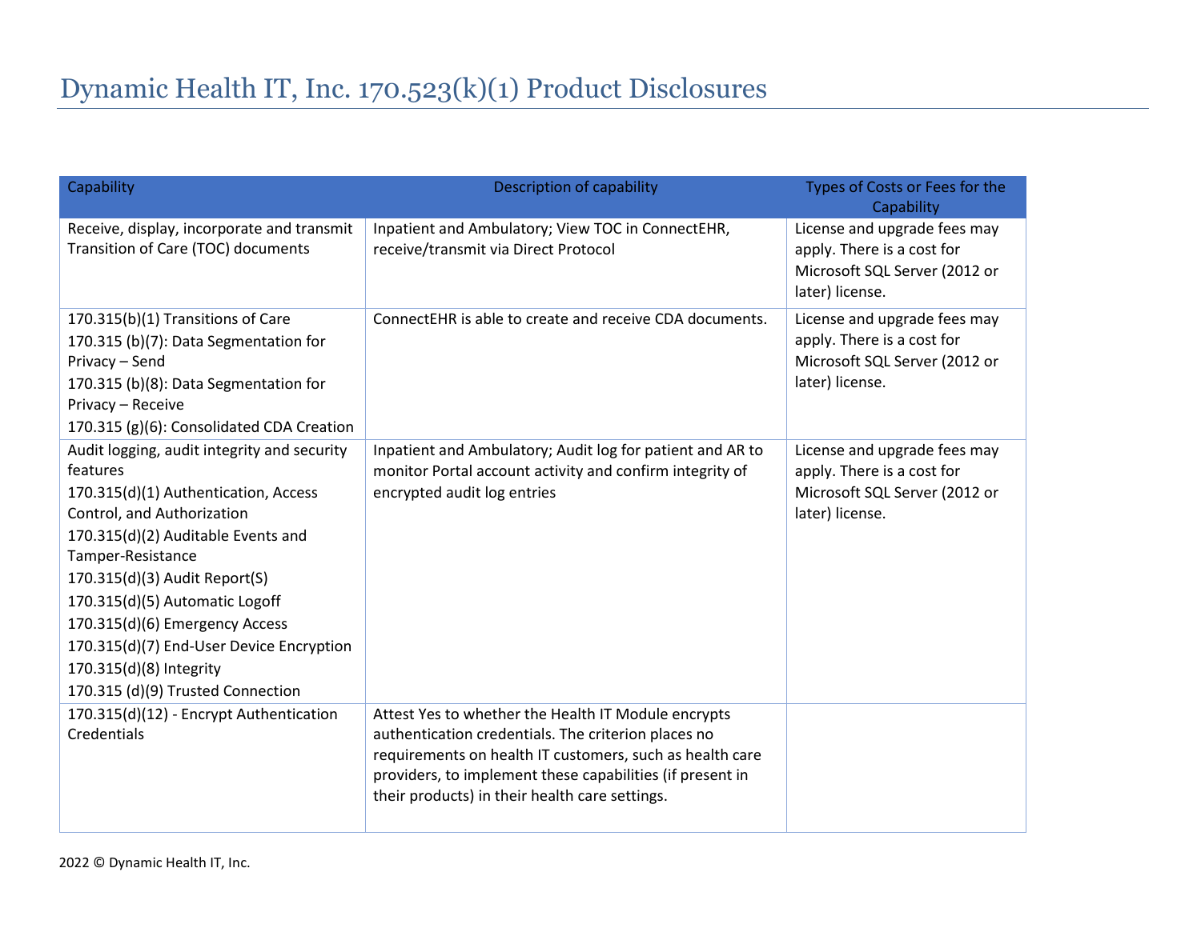# Dynamic Health IT, Inc. 170.523(k)(1) Product Disclosures

| Capability | Description of capability | Types of Costs or Fees for the Capability |
|---|---|---|
| Receive, display, incorporate and transmit Transition of Care (TOC) documents | Inpatient and Ambulatory; View TOC in ConnectEHR, receive/transmit via Direct Protocol | License and upgrade fees may apply. There is a cost for Microsoft SQL Server (2012 or later) license. |
| 170.315(b)(1) Transitions of Care<br>170.315 (b)(7): Data Segmentation for Privacy – Send<br>170.315 (b)(8): Data Segmentation for Privacy – Receive<br>170.315 (g)(6): Consolidated CDA Creation | ConnectEHR is able to create and receive CDA documents. | License and upgrade fees may apply. There is a cost for Microsoft SQL Server (2012 or later) license. |
| Audit logging, audit integrity and security features<br>170.315(d)(1) Authentication, Access Control, and Authorization<br>170.315(d)(2) Auditable Events and Tamper-Resistance<br>170.315(d)(3) Audit Report(S)<br>170.315(d)(5) Automatic Logoff<br>170.315(d)(6) Emergency Access<br>170.315(d)(7) End-User Device Encryption<br>170.315(d)(8) Integrity<br>170.315 (d)(9) Trusted Connection | Inpatient and Ambulatory; Audit log for patient and AR to monitor Portal account activity and confirm integrity of encrypted audit log entries | License and upgrade fees may apply. There is a cost for Microsoft SQL Server (2012 or later) license. |
| 170.315(d)(12) - Encrypt Authentication Credentials | Attest Yes to whether the Health IT Module encrypts authentication credentials. The criterion places no requirements on health IT customers, such as health care providers, to implement these capabilities (if present in their products) in their health care settings. | |

2022 © Dynamic Health IT, Inc.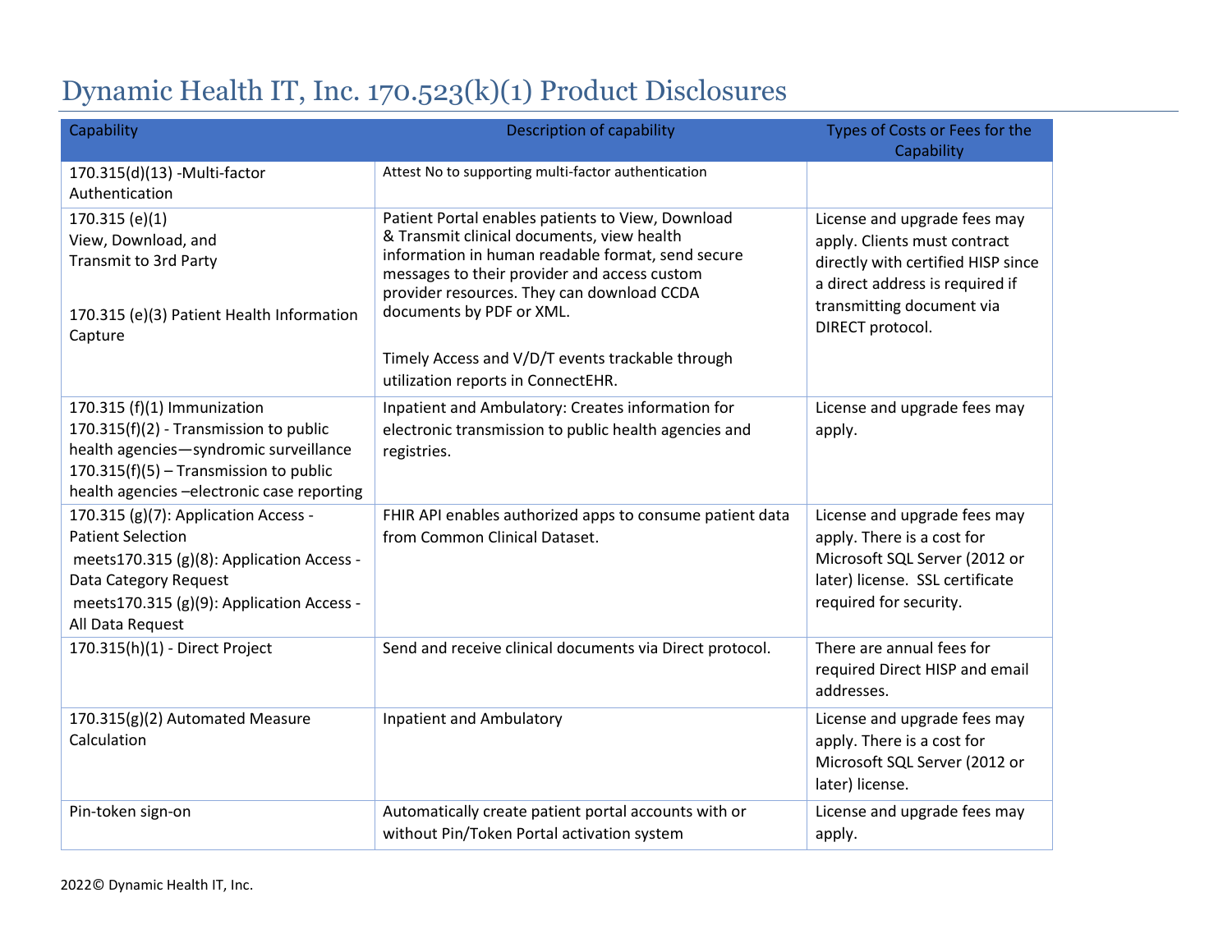# Dynamic Health IT, Inc. 170.523(k)(1) Product Disclosures

| Capability | Description of capability | Types of Costs or Fees for the Capability |
|---|---|---|
| 170.315(d)(13) -Multi-factor Authentication | Attest No to supporting multi-factor authentication | |
| 170.315 (e)(1) View, Download, and Transmit to 3rd Party<br><br>170.315 (e)(3) Patient Health Information Capture | Patient Portal enables patients to View, Download & Transmit clinical documents, view health information in human readable format, send secure messages to their provider and access custom provider resources. They can download CCDA documents by PDF or XML.<br><br>Timely Access and V/D/T events trackable through utilization reports in ConnectEHR. | License and upgrade fees may apply. Clients must contract directly with certified HISP since a direct address is required if transmitting document via DIRECT protocol. |
| 170.315 (f)(1) Immunization<br>170.315(f)(2) - Transmission to public health agencies—syndromic surveillance<br>170.315(f)(5) – Transmission to public health agencies –electronic case reporting | Inpatient and Ambulatory: Creates information for electronic transmission to public health agencies and registries. | License and upgrade fees may apply. |
| 170.315 (g)(7): Application Access - Patient Selection<br>meets170.315 (g)(8): Application Access - Data Category Request<br>meets170.315 (g)(9): Application Access - All Data Request | FHIR API enables authorized apps to consume patient data from Common Clinical Dataset. | License and upgrade fees may apply. There is a cost for Microsoft SQL Server (2012 or later) license. SSL certificate required for security. |
| 170.315(h)(1) - Direct Project | Send and receive clinical documents via Direct protocol. | There are annual fees for required Direct HISP and email addresses. |
| 170.315(g)(2) Automated Measure Calculation | Inpatient and Ambulatory | License and upgrade fees may apply. There is a cost for Microsoft SQL Server (2012 or later) license. |
| Pin-token sign-on | Automatically create patient portal accounts with or without Pin/Token Portal activation system | License and upgrade fees may apply. |

2022© Dynamic Health IT, Inc.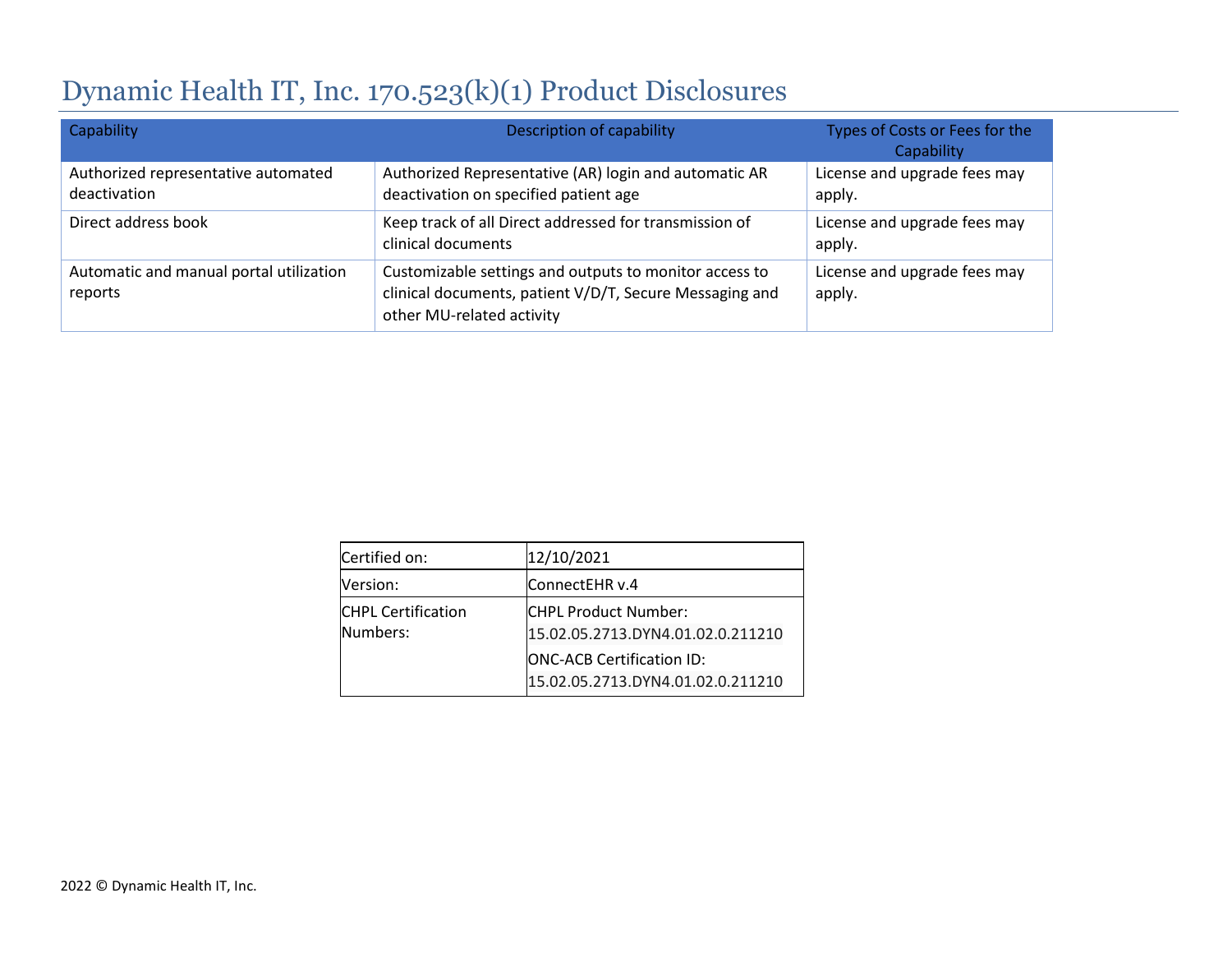# Dynamic Health IT, Inc. 170.523(k)(1) Product Disclosures

| Capability | Description of capability | Types of Costs or Fees for the Capability |
|---|---|---|
| Authorized representative automated deactivation | Authorized Representative (AR) login and automatic AR deactivation on specified patient age | License and upgrade fees may apply. |
| Direct address book | Keep track of all Direct addressed for transmission of clinical documents | License and upgrade fees may apply. |
| Automatic and manual portal utilization reports | Customizable settings and outputs to monitor access to clinical documents, patient V/D/T, Secure Messaging and other MU-related activity | License and upgrade fees may apply. |

| | |
|---|---|
| Certified on: | 12/10/2021 |
| Version: | ConnectEHR v.4 |
| CHPL Certification Numbers: | CHPL Product Number: 15.02.05.2713.DYN4.01.02.0.211210<br>ONC-ACB Certification ID: 15.02.05.2713.DYN4.01.02.0.211210 |

2022 © Dynamic Health IT, Inc.